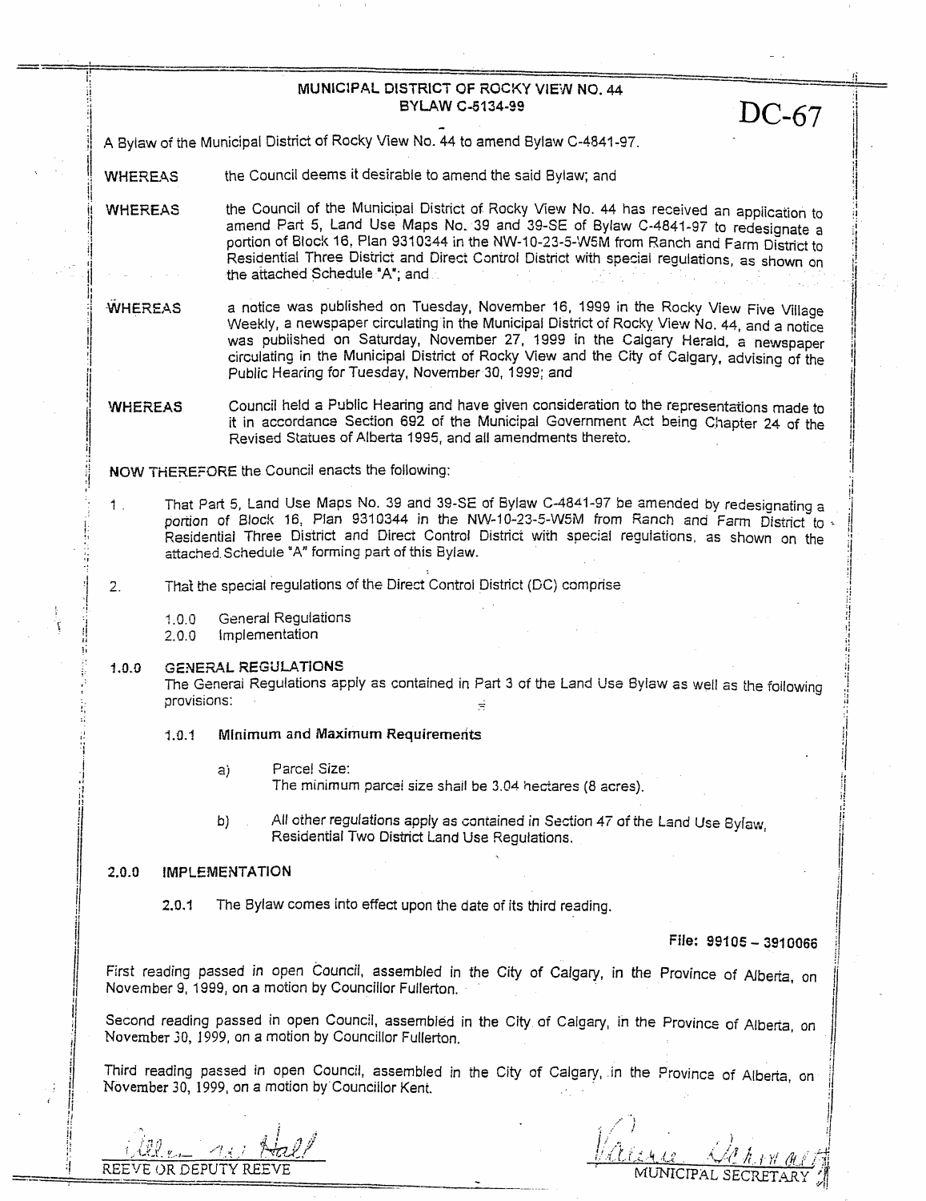# MUNICIPAL DISTRICT OF ROCKY VIEW NO. 44
## BYLAW C-5134-99

**DC-67**

A Bylaw of the Municipal District of Rocky View No. 44 to amend Bylaw C-4841-97.

WHEREAS the Council deems it desirable to amend the said Bylaw; and

WHEREAS the Council of the Municipal District of Rocky View No. 44 has received an application to amend Part 5, Land Use Maps No. 39 and 39-SE of Bylaw C-4841-97 to redesignate a portion of Block 16, Plan 9310344 in the NW-10-23-5-W5M from Ranch and Farm District to Residential Three District and Direct Control District with special regulations, as shown on the attached Schedule "A"; and

WHEREAS a notice was published on Tuesday, November 16, 1999 in the Rocky View Five Village Weekly, a newspaper circulating in the Municipal District of Rocky View No. 44, and a notice was published on Saturday, November 27, 1999 in the Calgary Herald, a newspaper circulating in the Municipal District of Rocky View and the City of Calgary, advising of the Public Hearing for Tuesday, November 30, 1999; and

WHEREAS Council held a Public Hearing and have given consideration to the representations made to it in accordance Section 692 of the Municipal Government Act being Chapter 24 of the Revised Statues of Alberta 1995, and all amendments thereto.

**NOW THEREFORE** the Council enacts the following:

1. That Part 5, Land Use Maps No. 39 and 39-SE of Bylaw C-4841-97 be amended by redesignating a portion of Block 16, Plan 9310344 in the NW-10-23-5-W5M from Ranch and Farm District to Residential Three District and Direct Control District with special regulations, as shown on the attached Schedule "A" forming part of this Bylaw.

2. That the special regulations of the Direct Control District (DC) comprise

   1.0.0 General Regulations
   2.0.0 Implementation

### 1.0.0 GENERAL REGULATIONS

The General Regulations apply as contained in Part 3 of the Land Use Bylaw as well as the following provisions:

**1.0.1 Minimum and Maximum Requirements**

a) Parcel Size:
The minimum parcel size shall be 3.04 hectares (8 acres).

b) All other regulations apply as contained in Section 47 of the Land Use Bylaw, Residential Two District Land Use Regulations.

### 2.0.0 IMPLEMENTATION

2.0.1 The Bylaw comes into effect upon the date of its third reading.

**File: 99105 – 3910066**

First reading passed in open Council, assembled in the City of Calgary, in the Province of Alberta, on November 9, 1999, on a motion by Councillor Fullerton.

Second reading passed in open Council, assembled in the City of Calgary, in the Province of Alberta, on November 30, 1999, on a motion by Councillor Fullerton.

Third reading passed in open Council, assembled in the City of Calgary, in the Province of Alberta, on November 30, 1999, on a motion by Councillor Kent.

REEVE OR DEPUTY REEVE

MUNICIPAL SECRETARY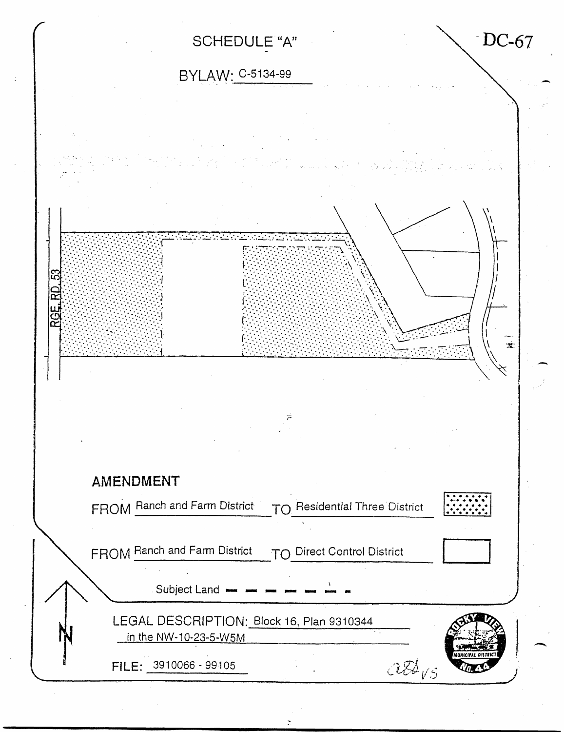DC-67

# SCHEDULE "A"

BYLAW: C-5134-99

RGE. RD. 53

## AMENDMENT

FROM Ranch and Farm District TO Residential Three District

FROM Ranch and Farm District TO Direct Control District

Subject Land

LEGAL DESCRIPTION: Block 16, Plan 9310344 in the NW-10-23-5-W5M

FILE: 3910066 - 99105